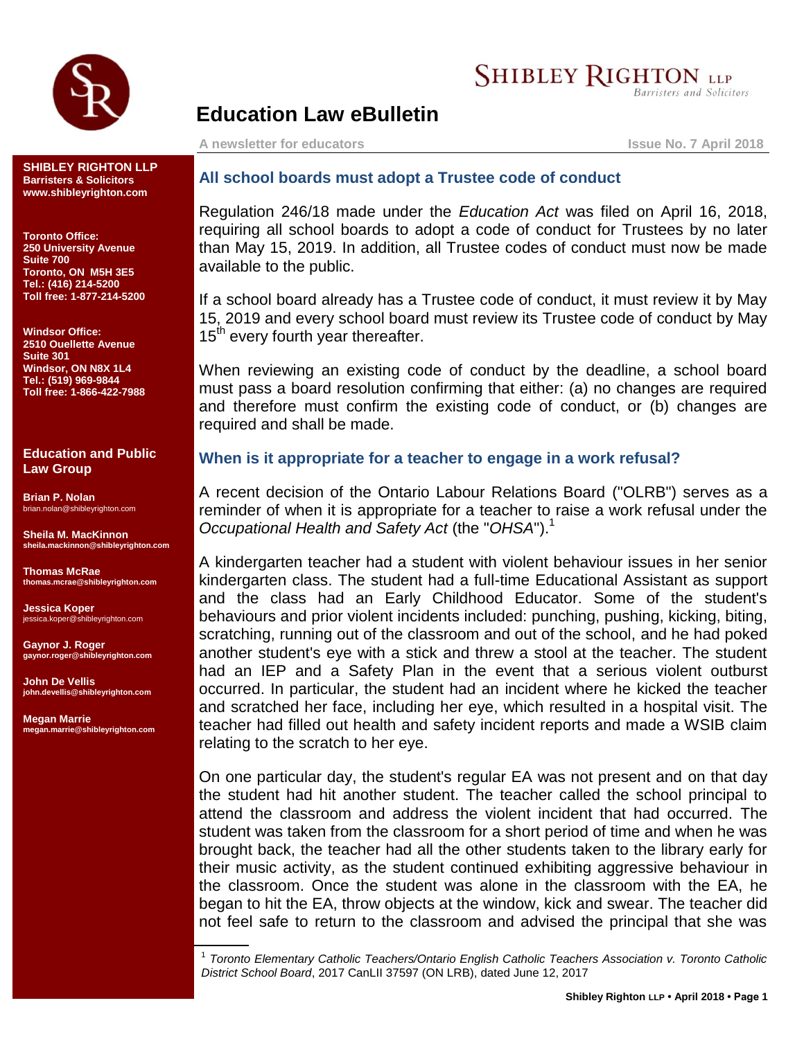# Education Law eBulletin

**A newsletter for educators** — **Issue No. 7 April 2018**

**SHIBLEY RIGHTON LLP**
**Barristers & Solicitors**
**www.shibleyrighton.com**

**Toronto Office:**
**250 University Avenue**
**Suite 700**
**Toronto, ON M5H 3E5**
**Tel.: (416) 214-5200**
**Toll free: 1-877-214-5200**

**Windsor Office:**
**2510 Ouellette Avenue**
**Suite 301**
**Windsor, ON N8X 1L4**
**Tel.: (519) 969-9844**
**Toll free: 1-866-422-7988**

**Education and Public Law Group**

**Brian P. Nolan**
brian.nolan@shibleyrighton.com

**Sheila M. MacKinnon**
**sheila.mackinnon@shibleyrighton.com**

**Thomas McRae**
**thomas.mcrae@shibleyrighton.com**

**Jessica Koper**
jessica.koper@shibleyrighton.com

**Gaynor J. Roger**
**gaynor.roger@shibleyrighton.com**

**John De Vellis**
**john.devellis@shibleyrighton.com**

**Megan Marrie**
**megan.marrie@shibleyrighton.com**

## All school boards must adopt a Trustee code of conduct

Regulation 246/18 made under the *Education Act* was filed on April 16, 2018, requiring all school boards to adopt a code of conduct for Trustees by no later than May 15, 2019. In addition, all Trustee codes of conduct must now be made available to the public.

If a school board already has a Trustee code of conduct, it must review it by May 15, 2019 and every school board must review its Trustee code of conduct by May 15th every fourth year thereafter.

When reviewing an existing code of conduct by the deadline, a school board must pass a board resolution confirming that either: (a) no changes are required and therefore must confirm the existing code of conduct, or (b) changes are required and shall be made.

## When is it appropriate for a teacher to engage in a work refusal?

A recent decision of the Ontario Labour Relations Board ("OLRB") serves as a reminder of when it is appropriate for a teacher to raise a work refusal under the *Occupational Health and Safety Act* (the "*OHSA*").[1]

A kindergarten teacher had a student with violent behaviour issues in her senior kindergarten class. The student had a full-time Educational Assistant as support and the class had an Early Childhood Educator. Some of the student's behaviours and prior violent incidents included: punching, pushing, kicking, biting, scratching, running out of the classroom and out of the school, and he had poked another student's eye with a stick and threw a stool at the teacher. The student had an IEP and a Safety Plan in the event that a serious violent outburst occurred. In particular, the student had an incident where he kicked the teacher and scratched her face, including her eye, which resulted in a hospital visit. The teacher had filled out health and safety incident reports and made a WSIB claim relating to the scratch to her eye.

On one particular day, the student's regular EA was not present and on that day the student had hit another student. The teacher called the school principal to attend the classroom and address the violent incident that had occurred. The student was taken from the classroom for a short period of time and when he was brought back, the teacher had all the other students taken to the library early for their music activity, as the student continued exhibiting aggressive behaviour in the classroom. Once the student was alone in the classroom with the EA, he began to hit the EA, throw objects at the window, kick and swear. The teacher did not feel safe to return to the classroom and advised the principal that she was

---

[1] *Toronto Elementary Catholic Teachers/Ontario English Catholic Teachers Association v. Toronto Catholic District School Board*, 2017 CanLII 37597 (ON LRB), dated June 12, 2017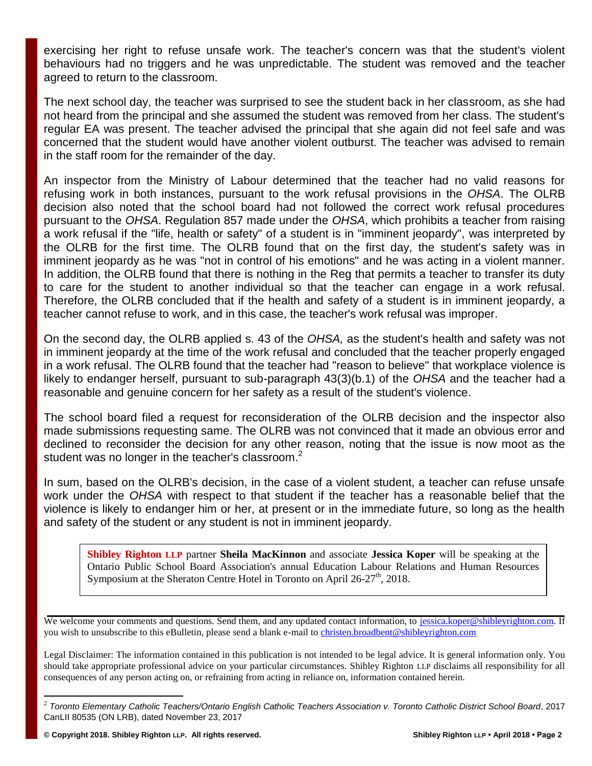exercising her right to refuse unsafe work. The teacher's concern was that the student's violent behaviours had no triggers and he was unpredictable. The student was removed and the teacher agreed to return to the classroom.

The next school day, the teacher was surprised to see the student back in her classroom, as she had not heard from the principal and she assumed the student was removed from her class. The student's regular EA was present. The teacher advised the principal that she again did not feel safe and was concerned that the student would have another violent outburst. The teacher was advised to remain in the staff room for the remainder of the day.

An inspector from the Ministry of Labour determined that the teacher had no valid reasons for refusing work in both instances, pursuant to the work refusal provisions in the *OHSA*. The OLRB decision also noted that the school board had not followed the correct work refusal procedures pursuant to the *OHSA*. Regulation 857 made under the *OHSA*, which prohibits a teacher from raising a work refusal if the "life, health or safety" of a student is in "imminent jeopardy", was interpreted by the OLRB for the first time. The OLRB found that on the first day, the student's safety was in imminent jeopardy as he was "not in control of his emotions" and he was acting in a violent manner. In addition, the OLRB found that there is nothing in the Reg that permits a teacher to transfer its duty to care for the student to another individual so that the teacher can engage in a work refusal. Therefore, the OLRB concluded that if the health and safety of a student is in imminent jeopardy, a teacher cannot refuse to work, and in this case, the teacher's work refusal was improper.

On the second day, the OLRB applied s. 43 of the *OHSA,* as the student's health and safety was not in imminent jeopardy at the time of the work refusal and concluded that the teacher properly engaged in a work refusal. The OLRB found that the teacher had "reason to believe" that workplace violence is likely to endanger herself, pursuant to sub-paragraph 43(3)(b.1) of the *OHSA* and the teacher had a reasonable and genuine concern for her safety as a result of the student's violence.

The school board filed a request for reconsideration of the OLRB decision and the inspector also made submissions requesting same. The OLRB was not convinced that it made an obvious error and declined to reconsider the decision for any other reason, noting that the issue is now moot as the student was no longer in the teacher's classroom.[2]

In sum, based on the OLRB's decision, in the case of a violent student, a teacher can refuse unsafe work under the *OHSA* with respect to that student if the teacher has a reasonable belief that the violence is likely to endanger him or her, at present or in the immediate future, so long as the health and safety of the student or any student is not in imminent jeopardy.

> **Shibley Righton LLP** partner **Sheila MacKinnon** and associate **Jessica Koper** will be speaking at the Ontario Public School Board Association's annual Education Labour Relations and Human Resources Symposium at the Sheraton Centre Hotel in Toronto on April 26-27th, 2018.

---

We welcome your comments and questions. Send them, and any updated contact information, to jessica.koper@shibleyrighton.com. If you wish to unsubscribe to this eBulletin, please send a blank e-mail to christen.broadbent@shibleyrighton.com

Legal Disclaimer: The information contained in this publication is not intended to be legal advice. It is general information only. You should take appropriate professional advice on your particular circumstances. Shibley Righton LLP disclaims all responsibility for all consequences of any person acting on, or refraining from acting in reliance on, information contained herein.

---

[2] *Toronto Elementary Catholic Teachers/Ontario English Catholic Teachers Association v. Toronto Catholic District School Board*, 2017 CanLII 80535 (ON LRB), dated November 23, 2017

© Copyright 2018. Shibley Righton LLP. All rights reserved.